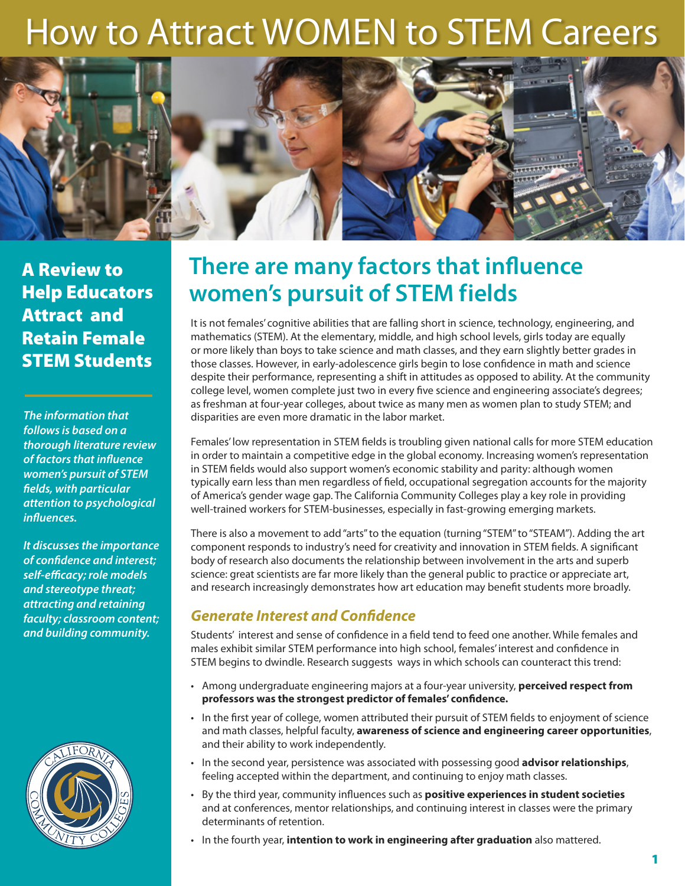# How to Attract WOMEN to STEM Careers

## A Review to Help Educators Attract and Retain Female STEM Students

*The information that follows is based on a thorough literature review of factors that influence women's pursuit of STEM fields, with particular attention to psychological influences.*

*It discusses the importance of confidence and interest; self-efficacy; role models and stereotype threat; attracting and retaining faculty; classroom content; and building community.*

## There are many factors that influence women's pursuit of STEM fields

It is not females' cognitive abilities that are falling short in science, technology, engineering, and mathematics (STEM). At the elementary, middle, and high school levels, girls today are equally or more likely than boys to take science and math classes, and they earn slightly better grades in those classes. However, in early-adolescence girls begin to lose confidence in math and science despite their performance, representing a shift in attitudes as opposed to ability. At the community college level, women complete just two in every five science and engineering associate's degrees; as freshman at four-year colleges, about twice as many men as women plan to study STEM; and disparities are even more dramatic in the labor market.

Females' low representation in STEM fields is troubling given national calls for more STEM education in order to maintain a competitive edge in the global economy. Increasing women's representation in STEM fields would also support women's economic stability and parity: although women typically earn less than men regardless of field, occupational segregation accounts for the majority of America's gender wage gap. The California Community Colleges play a key role in providing well-trained workers for STEM-businesses, especially in fast-growing emerging markets.

There is also a movement to add "arts" to the equation (turning "STEM" to "STEAM"). Adding the art component responds to industry's need for creativity and innovation in STEM fields. A significant body of research also documents the relationship between involvement in the arts and superb science: great scientists are far more likely than the general public to practice or appreciate art, and research increasingly demonstrates how art education may benefit students more broadly.

### *Generate Interest and Confidence*

Students' interest and sense of confidence in a field tend to feed one another. While females and males exhibit similar STEM performance into high school, females' interest and confidence in STEM begins to dwindle. Research suggests ways in which schools can counteract this trend:

- Among undergraduate engineering majors at a four-year university, **perceived respect from professors was the strongest predictor of females' confidence.**
- In the first year of college, women attributed their pursuit of STEM fields to enjoyment of science and math classes, helpful faculty, **awareness of science and engineering career opportunities**, and their ability to work independently.
- In the second year, persistence was associated with possessing good **advisor relationships**, feeling accepted within the department, and continuing to enjoy math classes.
- By the third year, community influences such as **positive experiences in student societies** and at conferences, mentor relationships, and continuing interest in classes were the primary determinants of retention.
- In the fourth year, **intention to work in engineering after graduation** also mattered.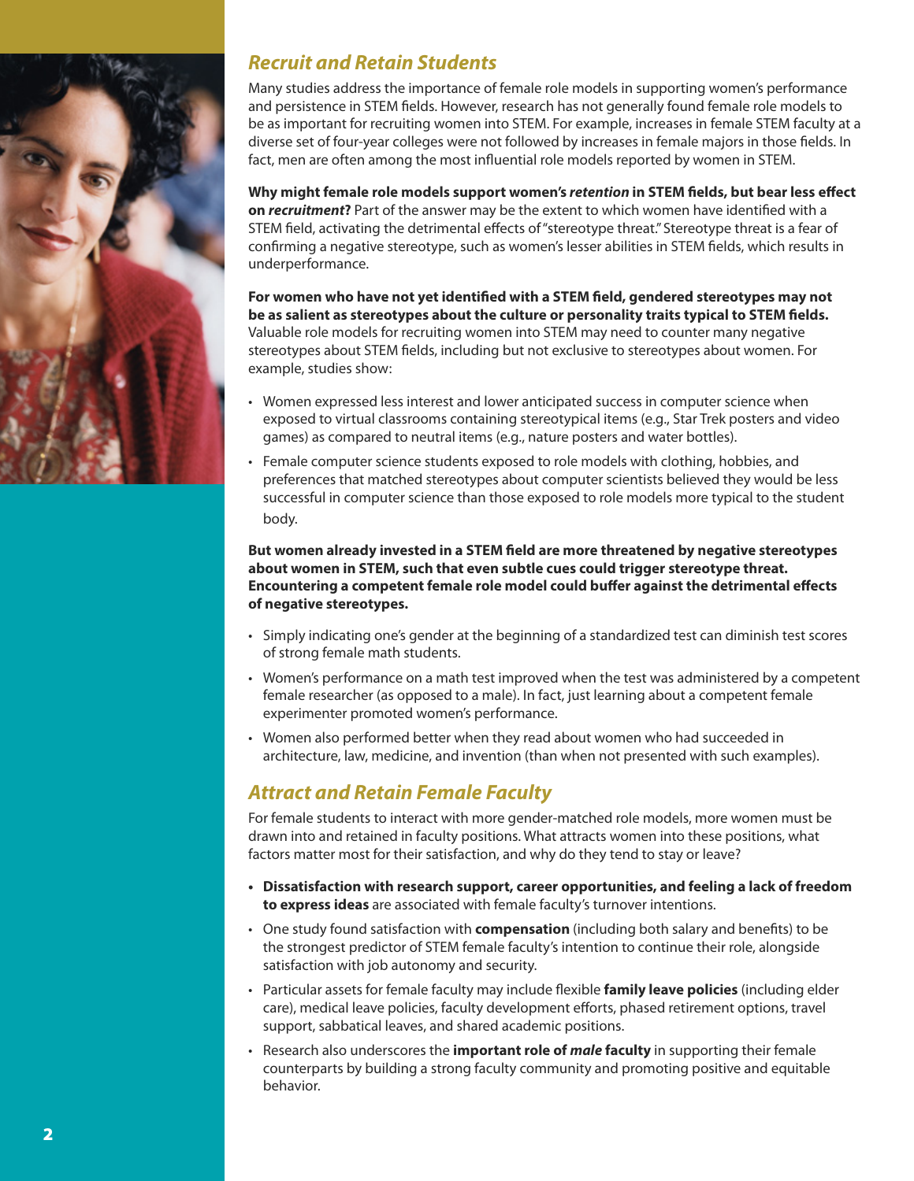## *Recruit and Retain Students*

Many studies address the importance of female role models in supporting women's performance and persistence in STEM fields. However, research has not generally found female role models to be as important for recruiting women into STEM. For example, increases in female STEM faculty at a diverse set of four-year colleges were not followed by increases in female majors in those fields. In fact, men are often among the most influential role models reported by women in STEM.

**Why might female role models support women's *retention* in STEM fields, but bear less effect on *recruitment*?** Part of the answer may be the extent to which women have identified with a STEM field, activating the detrimental effects of "stereotype threat." Stereotype threat is a fear of confirming a negative stereotype, such as women's lesser abilities in STEM fields, which results in underperformance.

**For women who have not yet identified with a STEM field, gendered stereotypes may not be as salient as stereotypes about the culture or personality traits typical to STEM fields.** Valuable role models for recruiting women into STEM may need to counter many negative stereotypes about STEM fields, including but not exclusive to stereotypes about women. For example, studies show:

- Women expressed less interest and lower anticipated success in computer science when exposed to virtual classrooms containing stereotypical items (e.g., Star Trek posters and video games) as compared to neutral items (e.g., nature posters and water bottles).
- Female computer science students exposed to role models with clothing, hobbies, and preferences that matched stereotypes about computer scientists believed they would be less successful in computer science than those exposed to role models more typical to the student body.

**But women already invested in a STEM field are more threatened by negative stereotypes about women in STEM, such that even subtle cues could trigger stereotype threat. Encountering a competent female role model could buffer against the detrimental effects of negative stereotypes.**

- Simply indicating one's gender at the beginning of a standardized test can diminish test scores of strong female math students.
- Women's performance on a math test improved when the test was administered by a competent female researcher (as opposed to a male). In fact, just learning about a competent female experimenter promoted women's performance.
- Women also performed better when they read about women who had succeeded in architecture, law, medicine, and invention (than when not presented with such examples).

## *Attract and Retain Female Faculty*

For female students to interact with more gender-matched role models, more women must be drawn into and retained in faculty positions. What attracts women into these positions, what factors matter most for their satisfaction, and why do they tend to stay or leave?

- **Dissatisfaction with research support, career opportunities, and feeling a lack of freedom to express ideas** are associated with female faculty's turnover intentions.
- One study found satisfaction with **compensation** (including both salary and benefits) to be the strongest predictor of STEM female faculty's intention to continue their role, alongside satisfaction with job autonomy and security.
- Particular assets for female faculty may include flexible **family leave policies** (including elder care), medical leave policies, faculty development efforts, phased retirement options, travel support, sabbatical leaves, and shared academic positions.
- Research also underscores the **important role of *male* faculty** in supporting their female counterparts by building a strong faculty community and promoting positive and equitable behavior.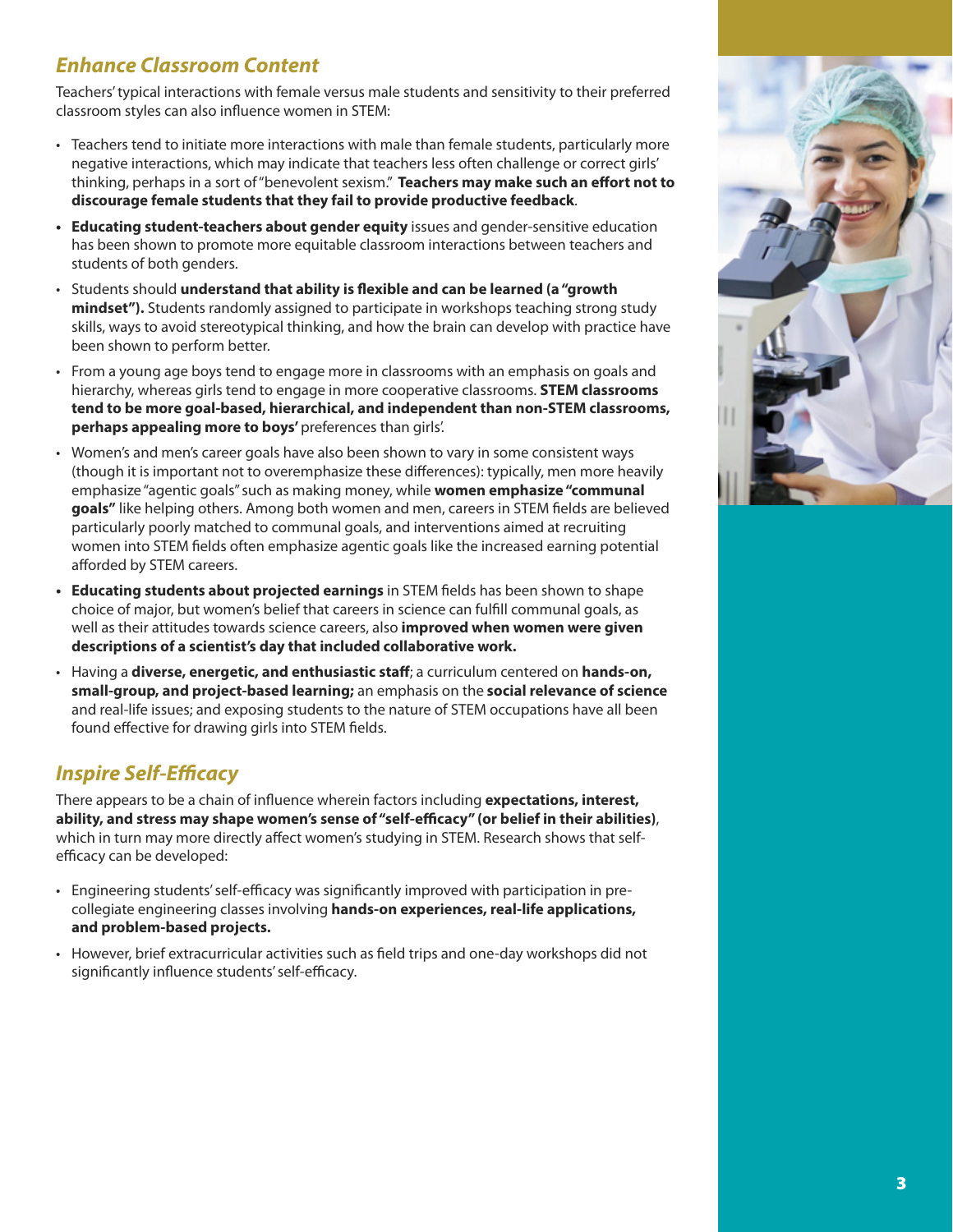## *Enhance Classroom Content*

Teachers' typical interactions with female versus male students and sensitivity to their preferred classroom styles can also influence women in STEM:

- Teachers tend to initiate more interactions with male than female students, particularly more negative interactions, which may indicate that teachers less often challenge or correct girls' thinking, perhaps in a sort of "benevolent sexism." **Teachers may make such an effort not to discourage female students that they fail to provide productive feedback**.
- **Educating student-teachers about gender equity** issues and gender-sensitive education has been shown to promote more equitable classroom interactions between teachers and students of both genders.
- Students should **understand that ability is flexible and can be learned (a "growth mindset").** Students randomly assigned to participate in workshops teaching strong study skills, ways to avoid stereotypical thinking, and how the brain can develop with practice have been shown to perform better.
- From a young age boys tend to engage more in classrooms with an emphasis on goals and hierarchy, whereas girls tend to engage in more cooperative classrooms. **STEM classrooms tend to be more goal-based, hierarchical, and independent than non-STEM classrooms, perhaps appealing more to boys'** preferences than girls'.
- Women's and men's career goals have also been shown to vary in some consistent ways (though it is important not to overemphasize these differences): typically, men more heavily emphasize "agentic goals" such as making money, while **women emphasize "communal goals"** like helping others. Among both women and men, careers in STEM fields are believed particularly poorly matched to communal goals, and interventions aimed at recruiting women into STEM fields often emphasize agentic goals like the increased earning potential afforded by STEM careers.
- **Educating students about projected earnings** in STEM fields has been shown to shape choice of major, but women's belief that careers in science can fulfill communal goals, as well as their attitudes towards science careers, also **improved when women were given descriptions of a scientist's day that included collaborative work.**
- Having a **diverse, energetic, and enthusiastic staff**; a curriculum centered on **hands-on, small-group, and project-based learning;** an emphasis on the **social relevance of science** and real-life issues; and exposing students to the nature of STEM occupations have all been found effective for drawing girls into STEM fields.

## *Inspire Self-Efficacy*

There appears to be a chain of influence wherein factors including **expectations, interest, ability, and stress may shape women's sense of "self-efficacy" (or belief in their abilities)**, which in turn may more directly affect women's studying in STEM. Research shows that self-efficacy can be developed:

- Engineering students' self-efficacy was significantly improved with participation in pre-collegiate engineering classes involving **hands-on experiences, real-life applications, and problem-based projects.**
- However, brief extracurricular activities such as field trips and one-day workshops did not significantly influence students' self-efficacy.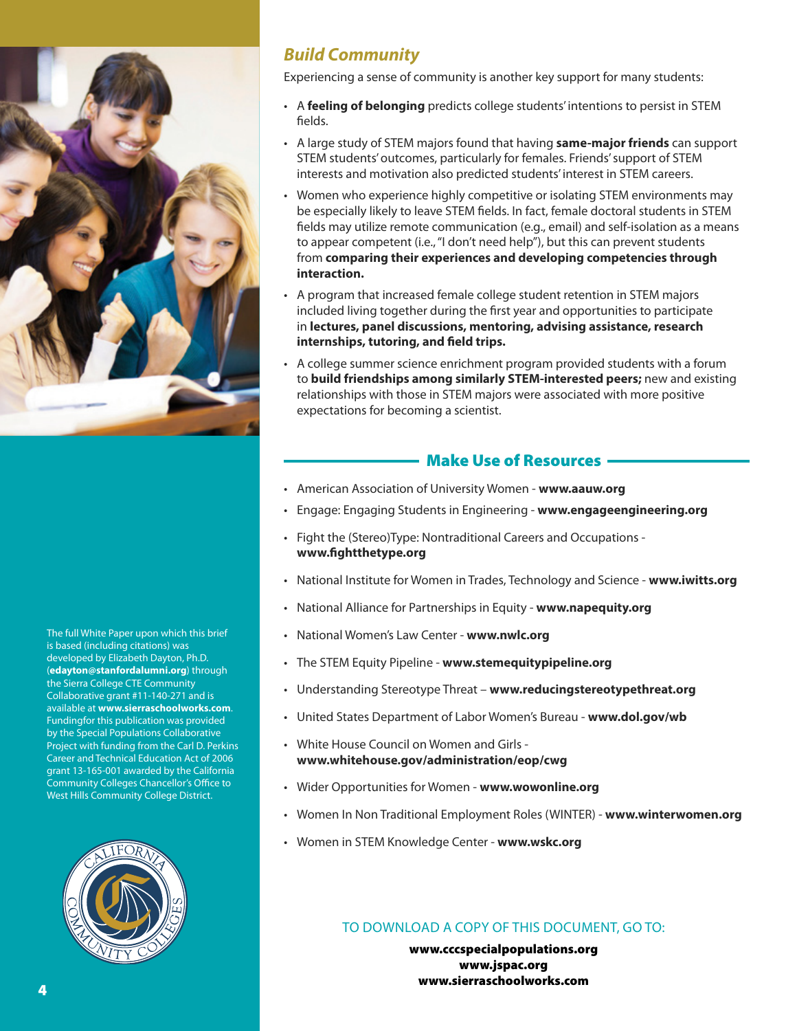## Build Community

Experiencing a sense of community is another key support for many students:

- A **feeling of belonging** predicts college students' intentions to persist in STEM fields.
- A large study of STEM majors found that having **same-major friends** can support STEM students' outcomes, particularly for females. Friends' support of STEM interests and motivation also predicted students' interest in STEM careers.
- Women who experience highly competitive or isolating STEM environments may be especially likely to leave STEM fields. In fact, female doctoral students in STEM fields may utilize remote communication (e.g., email) and self-isolation as a means to appear competent (i.e., "I don't need help"), but this can prevent students from **comparing their experiences and developing competencies through interaction.**
- A program that increased female college student retention in STEM majors included living together during the first year and opportunities to participate in **lectures, panel discussions, mentoring, advising assistance, research internships, tutoring, and field trips.**
- A college summer science enrichment program provided students with a forum to **build friendships among similarly STEM-interested peers;** new and existing relationships with those in STEM majors were associated with more positive expectations for becoming a scientist.

## Make Use of Resources

- American Association of University Women - **www.aauw.org**
- Engage: Engaging Students in Engineering - **www.engageengineering.org**
- Fight the (Stereo)Type: Nontraditional Careers and Occupations - **www.fightthetype.org**
- National Institute for Women in Trades, Technology and Science - **www.iwitts.org**
- National Alliance for Partnerships in Equity - **www.napequity.org**
- National Women's Law Center - **www.nwlc.org**
- The STEM Equity Pipeline - **www.stemequitypipeline.org**
- Understanding Stereotype Threat – **www.reducingstereotypethreat.org**
- United States Department of Labor Women's Bureau - **www.dol.gov/wb**
- White House Council on Women and Girls - **www.whitehouse.gov/administration/eop/cwg**
- Wider Opportunities for Women - **www.wowonline.org**
- Women In Non Traditional Employment Roles (WINTER) - **www.winterwomen.org**
- Women in STEM Knowledge Center - **www.wskc.org**

The full White Paper upon which this brief is based (including citations) was developed by Elizabeth Dayton, Ph.D. (**edayton@stanfordalumni.org**) through the Sierra College CTE Community Collaborative grant #11-140-271 and is available at **www.sierraschoolworks.com**. Fundingfor this publication was provided by the Special Populations Collaborative Project with funding from the Carl D. Perkins Career and Technical Education Act of 2006 grant 13-165-001 awarded by the California Community Colleges Chancellor's Office to West Hills Community College District.

CALIFORNIA COMMUNITY COLLEGES

TO DOWNLOAD A COPY OF THIS DOCUMENT, GO TO:

**www.cccspecialpopulations.org**
**www.jspac.org**
**www.sierraschoolworks.com**